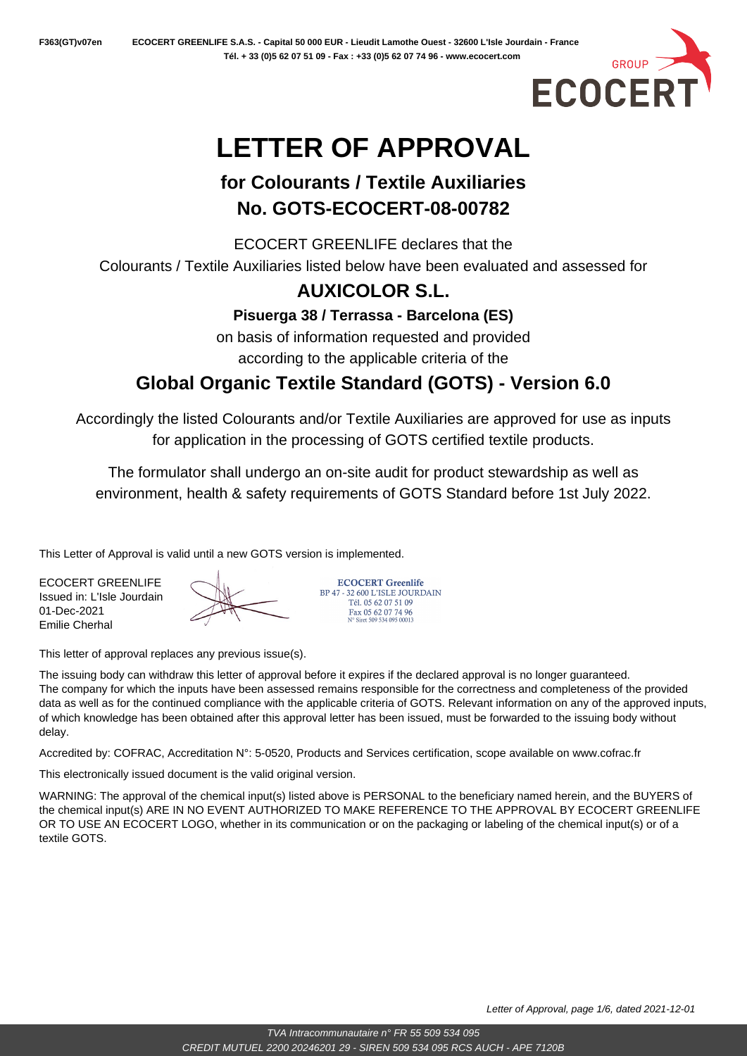# LETTER OF APPROVAL

## for Colourants / Textile Auxiliaries
## No. GOTS-ECOCERT-08-00782

ECOCERT GREENLIFE declares that the

Colourants / Textile Auxiliaries listed below have been evaluated and assessed for

### AUXICOLOR S.L.

**Pisuerga 38 / Terrassa - Barcelona (ES)**

on basis of information requested and provided

according to the applicable criteria of the

### Global Organic Textile Standard (GOTS) - Version 6.0

Accordingly the listed Colourants and/or Textile Auxiliaries are approved for use as inputs for application in the processing of GOTS certified textile products.

The formulator shall undergo an on-site audit for product stewardship as well as environment, health & safety requirements of GOTS Standard before 1st July 2022.

This Letter of Approval is valid until a new GOTS version is implemented.

ECOCERT GREENLIFE
Issued in: L'Isle Jourdain
01-Dec-2021
Emilie Cherhal

ECOCERT Greenlife
BP 47 - 32 600 L'ISLE JOURDAIN
Tél. 05 62 07 51 09
Fax 05 62 07 74 96
N° Siret 509 534 095 00013

This letter of approval replaces any previous issue(s).

The issuing body can withdraw this letter of approval before it expires if the declared approval is no longer guaranteed. The company for which the inputs have been assessed remains responsible for the correctness and completeness of the provided data as well as for the continued compliance with the applicable criteria of GOTS. Relevant information on any of the approved inputs, of which knowledge has been obtained after this approval letter has been issued, must be forwarded to the issuing body without delay.

Accredited by: COFRAC, Accreditation N°: 5-0520, Products and Services certification, scope available on www.cofrac.fr

This electronically issued document is the valid original version.

WARNING: The approval of the chemical input(s) listed above is PERSONAL to the beneficiary named herein, and the BUYERS of the chemical input(s) ARE IN NO EVENT AUTHORIZED TO MAKE REFERENCE TO THE APPROVAL BY ECOCERT GREENLIFE OR TO USE AN ECOCERT LOGO, whether in its communication or on the packaging or labeling of the chemical input(s) or of a textile GOTS.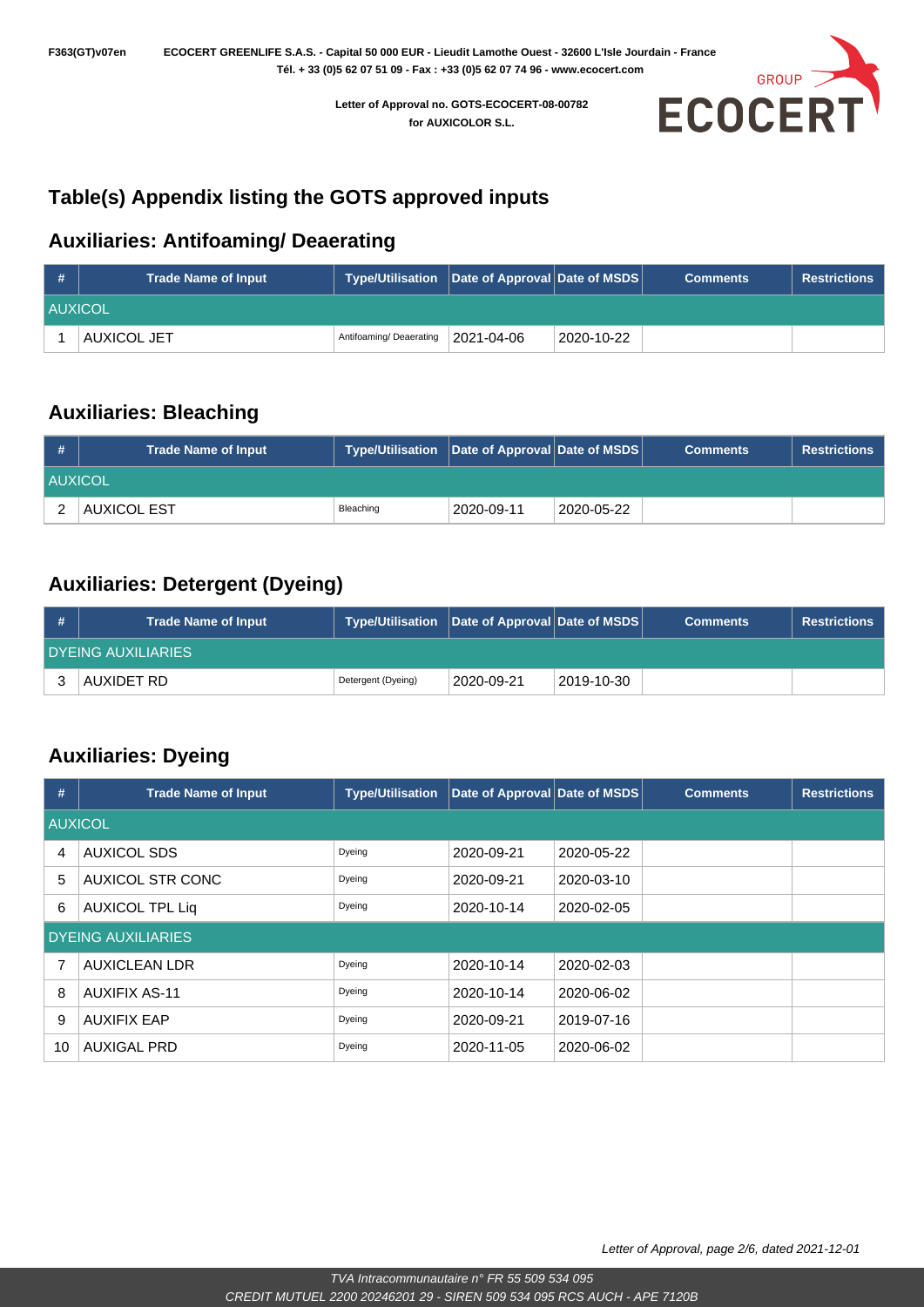# Table(s) Appendix listing the GOTS approved inputs

## Auxiliaries: Antifoaming/ Deaerating

| # | Trade Name of Input | Type/Utilisation | Date of Approval | Date of MSDS | Comments | Restrictions |
|---|---|---|---|---|---|---|
| AUXICOL | | | | | | |
| 1 | AUXICOL JET | Antifoaming/ Deaerating | 2021-04-06 | 2020-10-22 | | |

## Auxiliaries: Bleaching

| # | Trade Name of Input | Type/Utilisation | Date of Approval | Date of MSDS | Comments | Restrictions |
|---|---|---|---|---|---|---|
| AUXICOL | | | | | | |
| 2 | AUXICOL EST | Bleaching | 2020-09-11 | 2020-05-22 | | |

## Auxiliaries: Detergent (Dyeing)

| # | Trade Name of Input | Type/Utilisation | Date of Approval | Date of MSDS | Comments | Restrictions |
|---|---|---|---|---|---|---|
| DYEING AUXILIARIES | | | | | | |
| 3 | AUXIDET RD | Detergent (Dyeing) | 2020-09-21 | 2019-10-30 | | |

## Auxiliaries: Dyeing

| # | Trade Name of Input | Type/Utilisation | Date of Approval | Date of MSDS | Comments | Restrictions |
|---|---|---|---|---|---|---|
| AUXICOL | | | | | | |
| 4 | AUXICOL SDS | Dyeing | 2020-09-21 | 2020-05-22 | | |
| 5 | AUXICOL STR CONC | Dyeing | 2020-09-21 | 2020-03-10 | | |
| 6 | AUXICOL TPL Liq | Dyeing | 2020-10-14 | 2020-02-05 | | |
| DYEING AUXILIARIES | | | | | | |
| 7 | AUXICLEAN LDR | Dyeing | 2020-10-14 | 2020-02-03 | | |
| 8 | AUXIFIX AS-11 | Dyeing | 2020-10-14 | 2020-06-02 | | |
| 9 | AUXIFIX EAP | Dyeing | 2020-09-21 | 2019-07-16 | | |
| 10 | AUXIGAL PRD | Dyeing | 2020-11-05 | 2020-06-02 | | |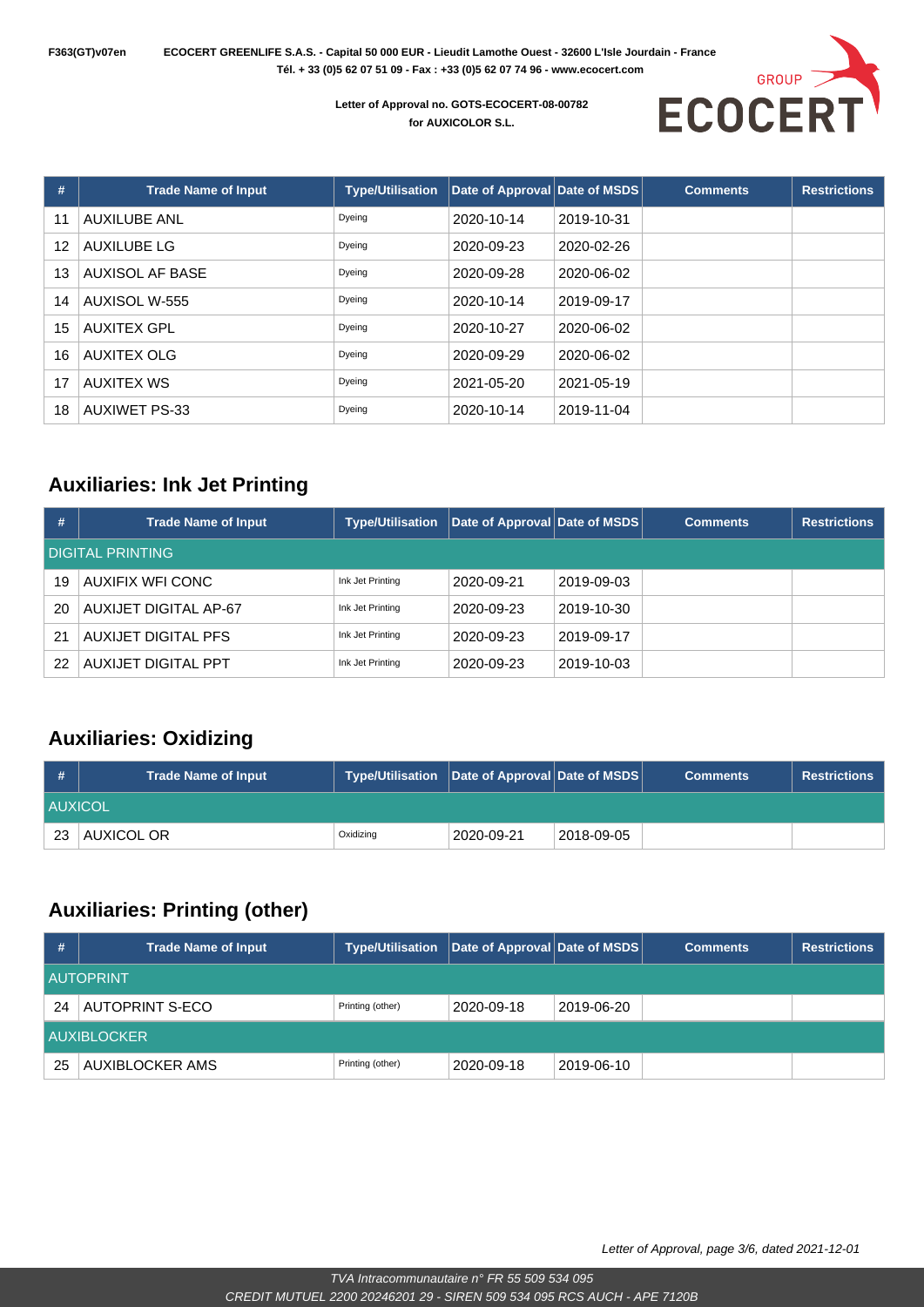| # | Trade Name of Input | Type/Utilisation | Date of Approval | Date of MSDS | Comments | Restrictions |
|---|---|---|---|---|---|---|
| 11 | AUXILUBE ANL | Dyeing | 2020-10-14 | 2019-10-31 | | |
| 12 | AUXILUBE LG | Dyeing | 2020-09-23 | 2020-02-26 | | |
| 13 | AUXISOL AF BASE | Dyeing | 2020-09-28 | 2020-06-02 | | |
| 14 | AUXISOL W-555 | Dyeing | 2020-10-14 | 2019-09-17 | | |
| 15 | AUXITEX GPL | Dyeing | 2020-10-27 | 2020-06-02 | | |
| 16 | AUXITEX OLG | Dyeing | 2020-09-29 | 2020-06-02 | | |
| 17 | AUXITEX WS | Dyeing | 2021-05-20 | 2021-05-19 | | |
| 18 | AUXIWET PS-33 | Dyeing | 2020-10-14 | 2019-11-04 | | |

## Auxiliaries: Ink Jet Printing

| # | Trade Name of Input | Type/Utilisation | Date of Approval | Date of MSDS | Comments | Restrictions |
|---|---|---|---|---|---|---|
| DIGITAL PRINTING | | | | | | |
| 19 | AUXIFIX WFI CONC | Ink Jet Printing | 2020-09-21 | 2019-09-03 | | |
| 20 | AUXIJET DIGITAL AP-67 | Ink Jet Printing | 2020-09-23 | 2019-10-30 | | |
| 21 | AUXIJET DIGITAL PFS | Ink Jet Printing | 2020-09-23 | 2019-09-17 | | |
| 22 | AUXIJET DIGITAL PPT | Ink Jet Printing | 2020-09-23 | 2019-10-03 | | |

## Auxiliaries: Oxidizing

| # | Trade Name of Input | Type/Utilisation | Date of Approval | Date of MSDS | Comments | Restrictions |
|---|---|---|---|---|---|---|
| AUXICOL | | | | | | |
| 23 | AUXICOL OR | Oxidizing | 2020-09-21 | 2018-09-05 | | |

## Auxiliaries: Printing (other)

| # | Trade Name of Input | Type/Utilisation | Date of Approval | Date of MSDS | Comments | Restrictions |
|---|---|---|---|---|---|---|
| AUTOPRINT | | | | | | |
| 24 | AUTOPRINT S-ECO | Printing (other) | 2020-09-18 | 2019-06-20 | | |
| AUXIBLOCKER | | | | | | |
| 25 | AUXIBLOCKER AMS | Printing (other) | 2020-09-18 | 2019-06-10 | | |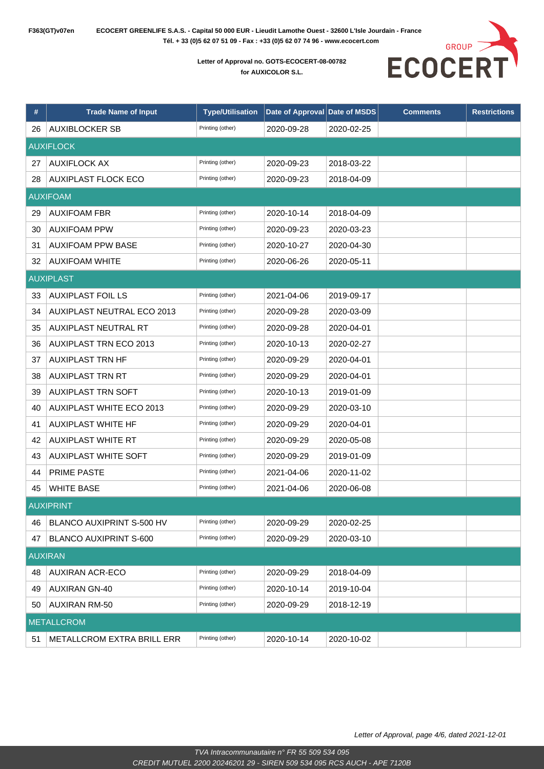F363(GT)v07en **ECOCERT GREENLIFE S.A.S. - Capital 50 000 EUR - Lieudit Lamothe Ouest - 32600 L'Isle Jourdain - France**
**Tél. + 33 (0)5 62 07 51 09 - Fax : +33 (0)5 62 07 74 96 - www.ecocert.com**

**Letter of Approval no. GOTS-ECOCERT-08-00782**
**for AUXICOLOR S.L.**

| # | Trade Name of Input | Type/Utilisation | Date of Approval | Date of MSDS | Comments | Restrictions |
|---|---|---|---|---|---|---|
| 26 | AUXIBLOCKER SB | Printing (other) | 2020-09-28 | 2020-02-25 | | |
| AUXIFLOCK | | | | | | |
| 27 | AUXIFLOCK AX | Printing (other) | 2020-09-23 | 2018-03-22 | | |
| 28 | AUXIPLAST FLOCK ECO | Printing (other) | 2020-09-23 | 2018-04-09 | | |
| AUXIFOAM | | | | | | |
| 29 | AUXIFOAM FBR | Printing (other) | 2020-10-14 | 2018-04-09 | | |
| 30 | AUXIFOAM PPW | Printing (other) | 2020-09-23 | 2020-03-23 | | |
| 31 | AUXIFOAM PPW BASE | Printing (other) | 2020-10-27 | 2020-04-30 | | |
| 32 | AUXIFOAM WHITE | Printing (other) | 2020-06-26 | 2020-05-11 | | |
| AUXIPLAST | | | | | | |
| 33 | AUXIPLAST FOIL LS | Printing (other) | 2021-04-06 | 2019-09-17 | | |
| 34 | AUXIPLAST NEUTRAL ECO 2013 | Printing (other) | 2020-09-28 | 2020-03-09 | | |
| 35 | AUXIPLAST NEUTRAL RT | Printing (other) | 2020-09-28 | 2020-04-01 | | |
| 36 | AUXIPLAST TRN ECO 2013 | Printing (other) | 2020-10-13 | 2020-02-27 | | |
| 37 | AUXIPLAST TRN HF | Printing (other) | 2020-09-29 | 2020-04-01 | | |
| 38 | AUXIPLAST TRN RT | Printing (other) | 2020-09-29 | 2020-04-01 | | |
| 39 | AUXIPLAST TRN SOFT | Printing (other) | 2020-10-13 | 2019-01-09 | | |
| 40 | AUXIPLAST WHITE ECO 2013 | Printing (other) | 2020-09-29 | 2020-03-10 | | |
| 41 | AUXIPLAST WHITE HF | Printing (other) | 2020-09-29 | 2020-04-01 | | |
| 42 | AUXIPLAST WHITE RT | Printing (other) | 2020-09-29 | 2020-05-08 | | |
| 43 | AUXIPLAST WHITE SOFT | Printing (other) | 2020-09-29 | 2019-01-09 | | |
| 44 | PRIME PASTE | Printing (other) | 2021-04-06 | 2020-11-02 | | |
| 45 | WHITE BASE | Printing (other) | 2021-04-06 | 2020-06-08 | | |
| AUXIPRINT | | | | | | |
| 46 | BLANCO AUXIPRINT S-500 HV | Printing (other) | 2020-09-29 | 2020-02-25 | | |
| 47 | BLANCO AUXIPRINT S-600 | Printing (other) | 2020-09-29 | 2020-03-10 | | |
| AUXIRAN | | | | | | |
| 48 | AUXIRAN ACR-ECO | Printing (other) | 2020-09-29 | 2018-04-09 | | |
| 49 | AUXIRAN GN-40 | Printing (other) | 2020-10-14 | 2019-10-04 | | |
| 50 | AUXIRAN RM-50 | Printing (other) | 2020-09-29 | 2018-12-19 | | |
| METALLCROM | | | | | | |
| 51 | METALLCROM EXTRA BRILL ERR | Printing (other) | 2020-10-14 | 2020-10-02 | | |

*Letter of Approval, page 4/6, dated 2021-12-01*

*TVA Intracommunautaire n° FR 55 509 534 095*
*CREDIT MUTUEL 2200 20246201 29 - SIREN 509 534 095 RCS AUCH - APE 7120B*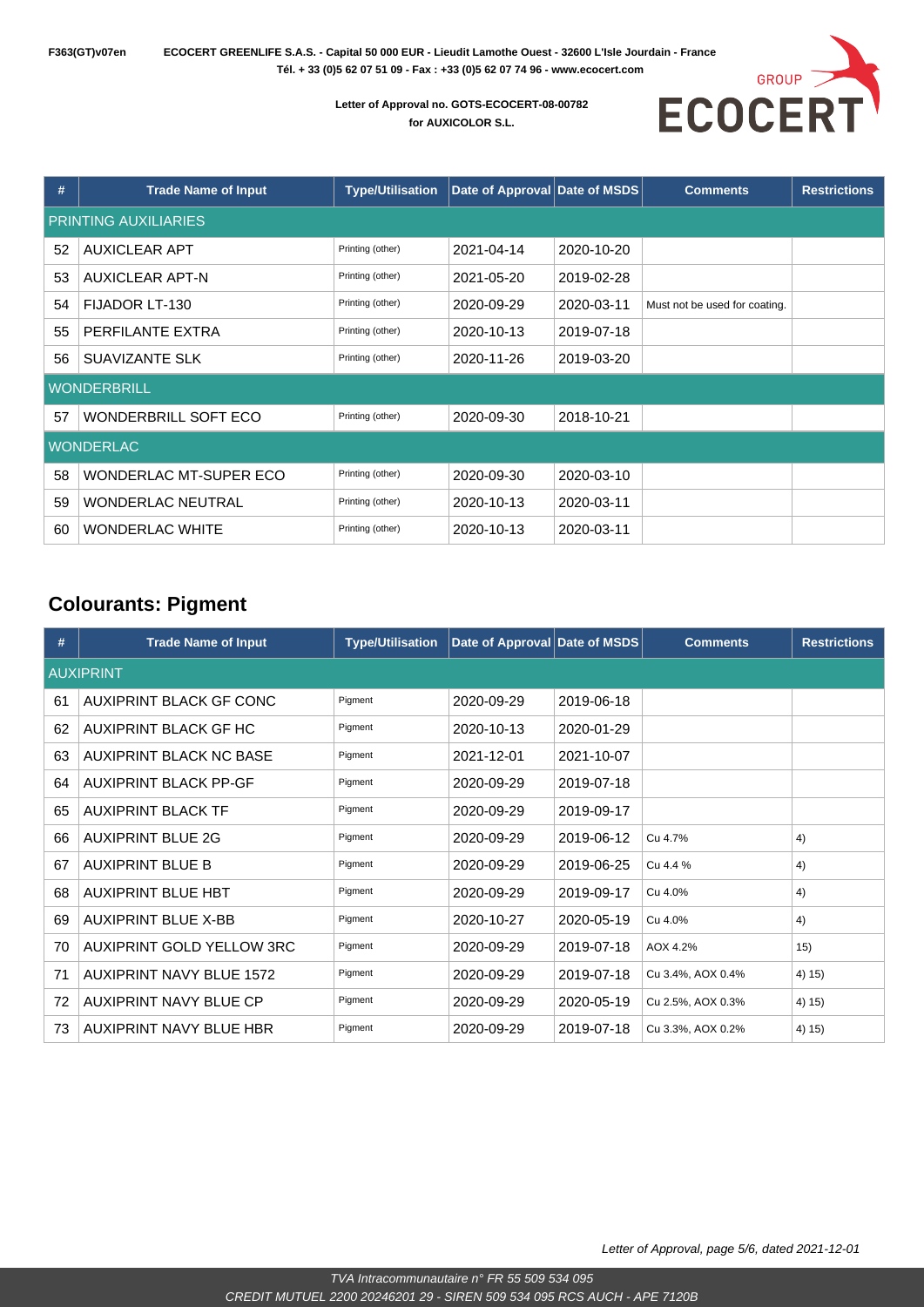**Letter of Approval no. GOTS-ECOCERT-08-00782**
**for AUXICOLOR S.L.**

| # | Trade Name of Input | Type/Utilisation | Date of Approval | Date of MSDS | Comments | Restrictions |
|---|---|---|---|---|---|---|
| PRINTING AUXILIARIES | | | | | | |
| 52 | AUXICLEAR APT | Printing (other) | 2021-04-14 | 2020-10-20 | | |
| 53 | AUXICLEAR APT-N | Printing (other) | 2021-05-20 | 2019-02-28 | | |
| 54 | FIJADOR LT-130 | Printing (other) | 2020-09-29 | 2020-03-11 | Must not be used for coating. | |
| 55 | PERFILANTE EXTRA | Printing (other) | 2020-10-13 | 2019-07-18 | | |
| 56 | SUAVIZANTE SLK | Printing (other) | 2020-11-26 | 2019-03-20 | | |
| WONDERBRILL | | | | | | |
| 57 | WONDERBRILL SOFT ECO | Printing (other) | 2020-09-30 | 2018-10-21 | | |
| WONDERLAC | | | | | | |
| 58 | WONDERLAC MT-SUPER ECO | Printing (other) | 2020-09-30 | 2020-03-10 | | |
| 59 | WONDERLAC NEUTRAL | Printing (other) | 2020-10-13 | 2020-03-11 | | |
| 60 | WONDERLAC WHITE | Printing (other) | 2020-10-13 | 2020-03-11 | | |

## Colourants: Pigment

| # | Trade Name of Input | Type/Utilisation | Date of Approval | Date of MSDS | Comments | Restrictions |
|---|---|---|---|---|---|---|
| AUXIPRINT | | | | | | |
| 61 | AUXIPRINT BLACK GF CONC | Pigment | 2020-09-29 | 2019-06-18 | | |
| 62 | AUXIPRINT BLACK GF HC | Pigment | 2020-10-13 | 2020-01-29 | | |
| 63 | AUXIPRINT BLACK NC BASE | Pigment | 2021-12-01 | 2021-10-07 | | |
| 64 | AUXIPRINT BLACK PP-GF | Pigment | 2020-09-29 | 2019-07-18 | | |
| 65 | AUXIPRINT BLACK TF | Pigment | 2020-09-29 | 2019-09-17 | | |
| 66 | AUXIPRINT BLUE 2G | Pigment | 2020-09-29 | 2019-06-12 | Cu 4.7% | 4) |
| 67 | AUXIPRINT BLUE B | Pigment | 2020-09-29 | 2019-06-25 | Cu 4.4 % | 4) |
| 68 | AUXIPRINT BLUE HBT | Pigment | 2020-09-29 | 2019-09-17 | Cu 4.0% | 4) |
| 69 | AUXIPRINT BLUE X-BB | Pigment | 2020-10-27 | 2020-05-19 | Cu 4.0% | 4) |
| 70 | AUXIPRINT GOLD YELLOW 3RC | Pigment | 2020-09-29 | 2019-07-18 | AOX 4.2% | 15) |
| 71 | AUXIPRINT NAVY BLUE 1572 | Pigment | 2020-09-29 | 2019-07-18 | Cu 3.4%, AOX 0.4% | 4) 15) |
| 72 | AUXIPRINT NAVY BLUE CP | Pigment | 2020-09-29 | 2020-05-19 | Cu 2.5%, AOX 0.3% | 4) 15) |
| 73 | AUXIPRINT NAVY BLUE HBR | Pigment | 2020-09-29 | 2019-07-18 | Cu 3.3%, AOX 0.2% | 4) 15) |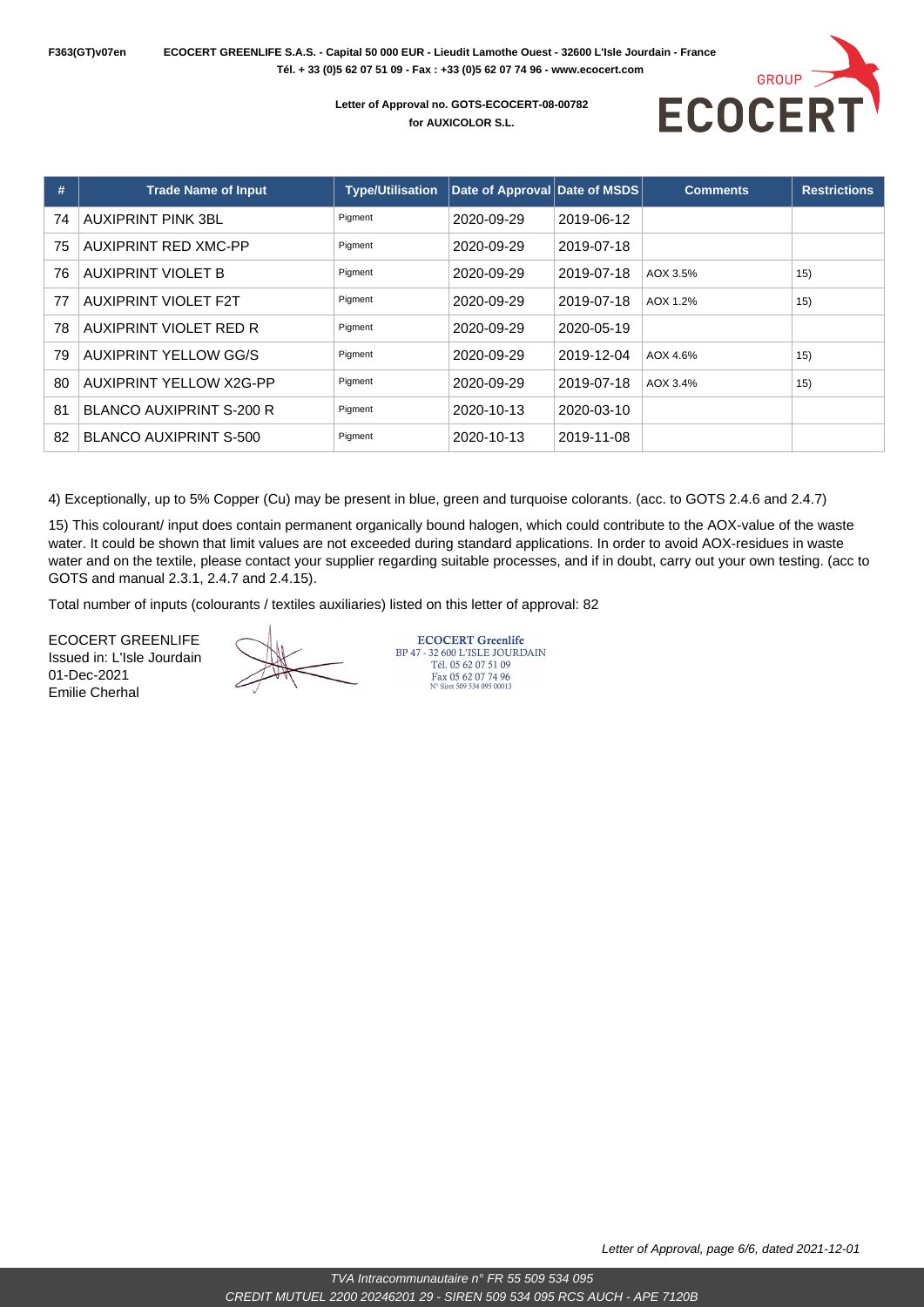F363(GT)v07en ECOCERT GREENLIFE S.A.S. - Capital 50 000 EUR - Lieudit Lamothe Ouest - 32600 L'Isle Jourdain - France
Tél. + 33 (0)5 62 07 51 09 - Fax : +33 (0)5 62 07 74 96 - www.ecocert.com

**Letter of Approval no. GOTS-ECOCERT-08-00782**
**for AUXICOLOR S.L.**

| # | Trade Name of Input | Type/Utilisation | Date of Approval | Date of MSDS | Comments | Restrictions |
|---|---|---|---|---|---|---|
| 74 | AUXIPRINT PINK 3BL | Pigment | 2020-09-29 | 2019-06-12 | | |
| 75 | AUXIPRINT RED XMC-PP | Pigment | 2020-09-29 | 2019-07-18 | | |
| 76 | AUXIPRINT VIOLET B | Pigment | 2020-09-29 | 2019-07-18 | AOX 3.5% | 15) |
| 77 | AUXIPRINT VIOLET F2T | Pigment | 2020-09-29 | 2019-07-18 | AOX 1.2% | 15) |
| 78 | AUXIPRINT VIOLET RED R | Pigment | 2020-09-29 | 2020-05-19 | | |
| 79 | AUXIPRINT YELLOW GG/S | Pigment | 2020-09-29 | 2019-12-04 | AOX 4.6% | 15) |
| 80 | AUXIPRINT YELLOW X2G-PP | Pigment | 2020-09-29 | 2019-07-18 | AOX 3.4% | 15) |
| 81 | BLANCO AUXIPRINT S-200 R | Pigment | 2020-10-13 | 2020-03-10 | | |
| 82 | BLANCO AUXIPRINT S-500 | Pigment | 2020-10-13 | 2019-11-08 | | |

4) Exceptionally, up to 5% Copper (Cu) may be present in blue, green and turquoise colorants. (acc. to GOTS 2.4.6 and 2.4.7)

15) This colourant/ input does contain permanent organically bound halogen, which could contribute to the AOX-value of the waste water. It could be shown that limit values are not exceeded during standard applications. In order to avoid AOX-residues in waste water and on the textile, please contact your supplier regarding suitable processes, and if in doubt, carry out your own testing. (acc to GOTS and manual 2.3.1, 2.4.7 and 2.4.15).

Total number of inputs (colourants / textiles auxiliaries) listed on this letter of approval: 82

ECOCERT GREENLIFE
Issued in: L'Isle Jourdain
01-Dec-2021
Emilie Cherhal

ECOCERT Greenlife
BP 47 - 32 600 L'ISLE JOURDAIN
Tél. 05 62 07 51 09
Fax 05 62 07 74 96
N° Siret 509 534 095 00013

*Letter of Approval, page 6/6, dated 2021-12-01*

*TVA Intracommunautaire n° FR 55 509 534 095*
*CREDIT MUTUEL 2200 20246201 29 - SIREN 509 534 095 RCS AUCH - APE 7120B*